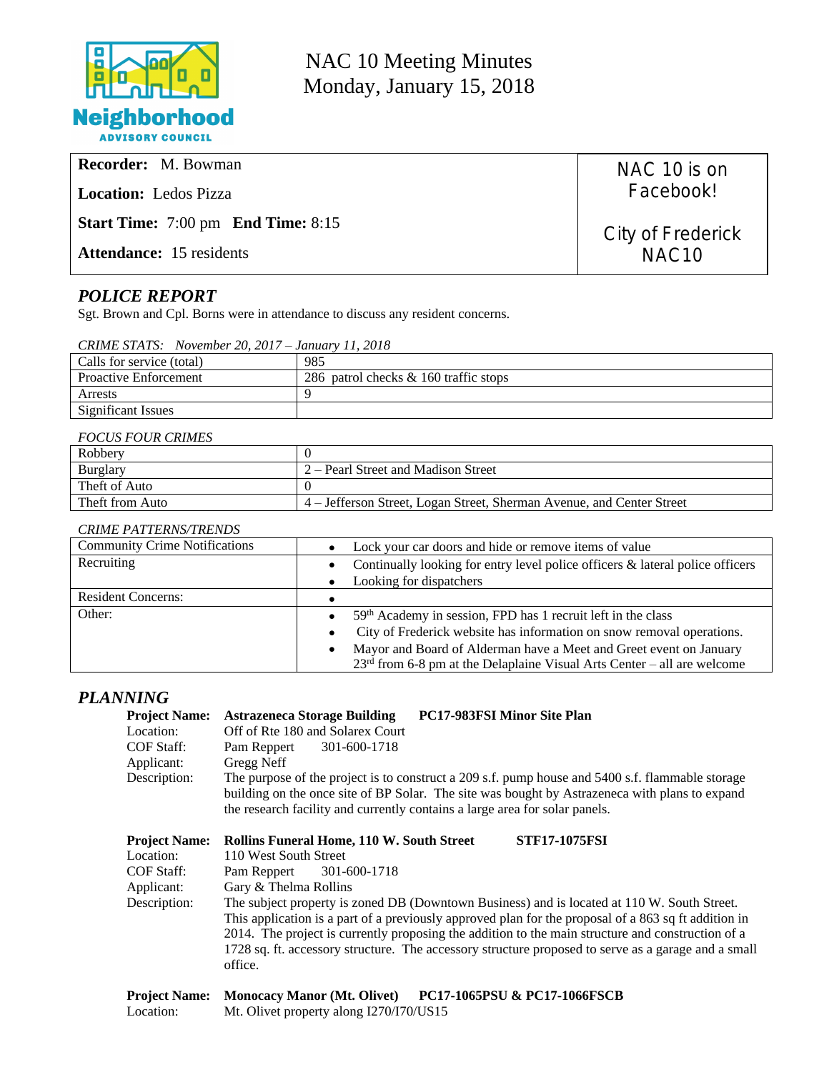# NAC 10 Meeting Minutes
## Monday, January 15, 2018

**Recorder:** M. Bowman

**Location:** Ledos Pizza

**Start Time:** 7:00 pm **End Time:** 8:15

**Attendance:** 15 residents

NAC 10 is on Facebook!

City of Frederick NAC10

## *POLICE REPORT*

Sgt. Brown and Cpl. Borns were in attendance to discuss any resident concerns.

*CRIME STATS: November 20, 2017 – January 11, 2018*

| | |
|---|---|
| Calls for service (total) | 985 |
| Proactive Enforcement | 286 patrol checks & 160 traffic stops |
| Arrests | 9 |
| Significant Issues | |

*FOCUS FOUR CRIMES*

| | |
|---|---|
| Robbery | 0 |
| Burglary | 2 – Pearl Street and Madison Street |
| Theft of Auto | 0 |
| Theft from Auto | 4 – Jefferson Street, Logan Street, Sherman Avenue, and Center Street |

*CRIME PATTERNS/TRENDS*

| | |
|---|---|
| Community Crime Notifications | • Lock your car doors and hide or remove items of value |
| Recruiting | • Continually looking for entry level police officers & lateral police officers<br>• Looking for dispatchers |
| Resident Concerns: | • |
| Other: | • 59th Academy in session, FPD has 1 recruit left in the class<br>• City of Frederick website has information on snow removal operations.<br>• Mayor and Board of Alderman have a Meet and Greet event on January 23rd from 6-8 pm at the Delaplaine Visual Arts Center – all are welcome |

## *PLANNING*

**Project Name:** **Astrazeneca Storage Building** **PC17-983FSI Minor Site Plan**
Location: Off of Rte 180 and Solarex Court
COF Staff: Pam Reppert 301-600-1718
Applicant: Gregg Neff
Description: The purpose of the project is to construct a 209 s.f. pump house and 5400 s.f. flammable storage building on the once site of BP Solar. The site was bought by Astrazeneca with plans to expand the research facility and currently contains a large area for solar panels.

**Project Name:** **Rollins Funeral Home, 110 W. South Street** **STF17-1075FSI**
Location: 110 West South Street
COF Staff: Pam Reppert 301-600-1718
Applicant: Gary & Thelma Rollins
Description: The subject property is zoned DB (Downtown Business) and is located at 110 W. South Street. This application is a part of a previously approved plan for the proposal of a 863 sq ft addition in 2014. The project is currently proposing the addition to the main structure and construction of a 1728 sq. ft. accessory structure. The accessory structure proposed to serve as a garage and a small office.

**Project Name:** **Monocacy Manor (Mt. Olivet)** **PC17-1065PSU & PC17-1066FSCB**
Location: Mt. Olivet property along I270/I70/US15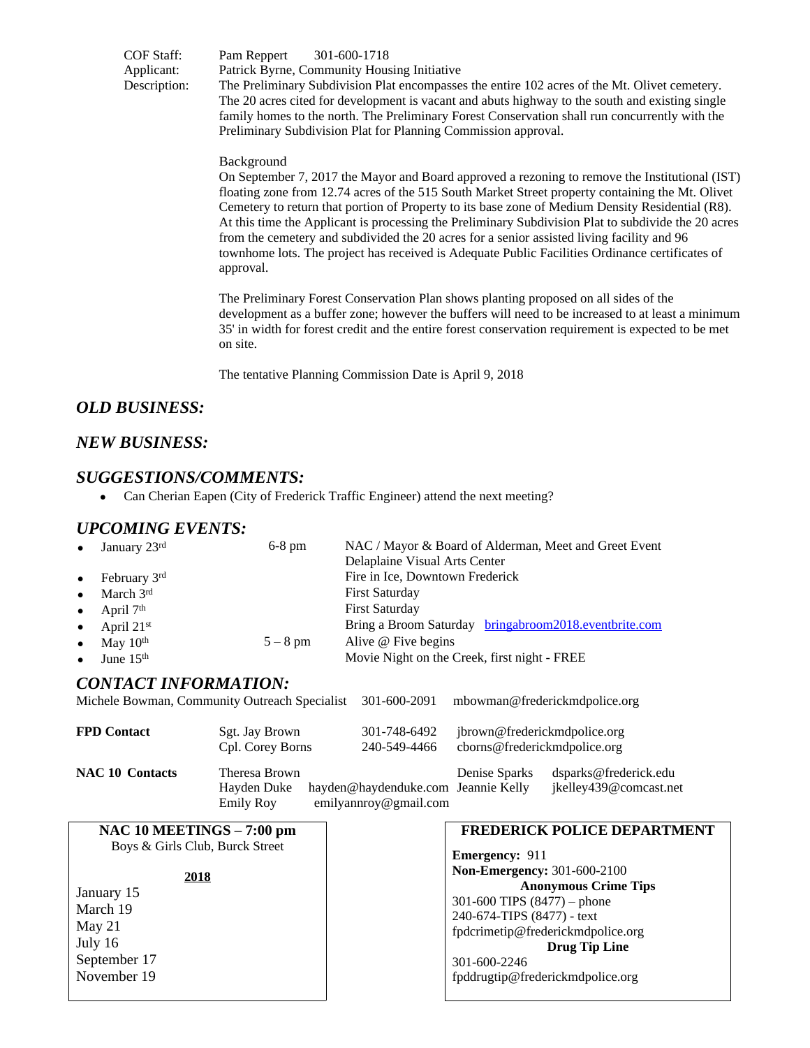COF Staff: Pam Reppert 301-600-1718

Applicant: Patrick Byrne, Community Housing Initiative

Description: The Preliminary Subdivision Plat encompasses the entire 102 acres of the Mt. Olivet cemetery. The 20 acres cited for development is vacant and abuts highway to the south and existing single family homes to the north. The Preliminary Forest Conservation shall run concurrently with the Preliminary Subdivision Plat for Planning Commission approval.

Background

On September 7, 2017 the Mayor and Board approved a rezoning to remove the Institutional (IST) floating zone from 12.74 acres of the 515 South Market Street property containing the Mt. Olivet Cemetery to return that portion of Property to its base zone of Medium Density Residential (R8). At this time the Applicant is processing the Preliminary Subdivision Plat to subdivide the 20 acres from the cemetery and subdivided the 20 acres for a senior assisted living facility and 96 townhome lots. The project has received is Adequate Public Facilities Ordinance certificates of approval.

The Preliminary Forest Conservation Plan shows planting proposed on all sides of the development as a buffer zone; however the buffers will need to be increased to at least a minimum 35' in width for forest credit and the entire forest conservation requirement is expected to be met on site.

The tentative Planning Commission Date is April 9, 2018

## *OLD BUSINESS:*

## *NEW BUSINESS:*

## *SUGGESTIONS/COMMENTS:*

- Can Cherian Eapen (City of Frederick Traffic Engineer) attend the next meeting?

## *UPCOMING EVENTS:*

- January 23rd — 6-8 pm — NAC / Mayor & Board of Alderman, Meet and Greet Event, Delaplaine Visual Arts Center
- February 3rd — Fire in Ice, Downtown Frederick
- March 3rd — First Saturday
- April 7th — First Saturday
- April 21st — Bring a Broom Saturday bringabroom2018.eventbrite.com
- May 10th — 5 – 8 pm — Alive @ Five begins
- June 15th — Movie Night on the Creek, first night - FREE

## *CONTACT INFORMATION:*

Michele Bowman, Community Outreach Specialist 301-600-2091 mbowman@frederickmdpolice.org

| | | | |
|---|---|---|---|
| **FPD Contact** | Sgt. Jay Brown | 301-748-6492 | jbrown@frederickmdpolice.org |
| | Cpl. Corey Borns | 240-549-4466 | cborns@frederickmdpolice.org |

| | | | | |
|---|---|---|---|---|
| **NAC 10 Contacts** | Theresa Brown | | Denise Sparks | dsparks@frederick.edu |
| | Hayden Duke | hayden@haydenduke.com | Jeannie Kelly | jkelley439@comcast.net |
| | Emily Roy | emilyannroy@gmail.com | | |

**NAC 10 MEETINGS – 7:00 pm**
Boys & Girls Club, Burck Street

**2018**

January 15
March 19
May 21
July 16
September 17
November 19

**FREDERICK POLICE DEPARTMENT**

**Emergency:** 911
**Non-Emergency:** 301-600-2100

**Anonymous Crime Tips**
301-600 TIPS (8477) – phone
240-674-TIPS (8477) - text
fpdcrimetip@frederickmdpolice.org

**Drug Tip Line**
301-600-2246
fpddrugtip@frederickmdpolice.org